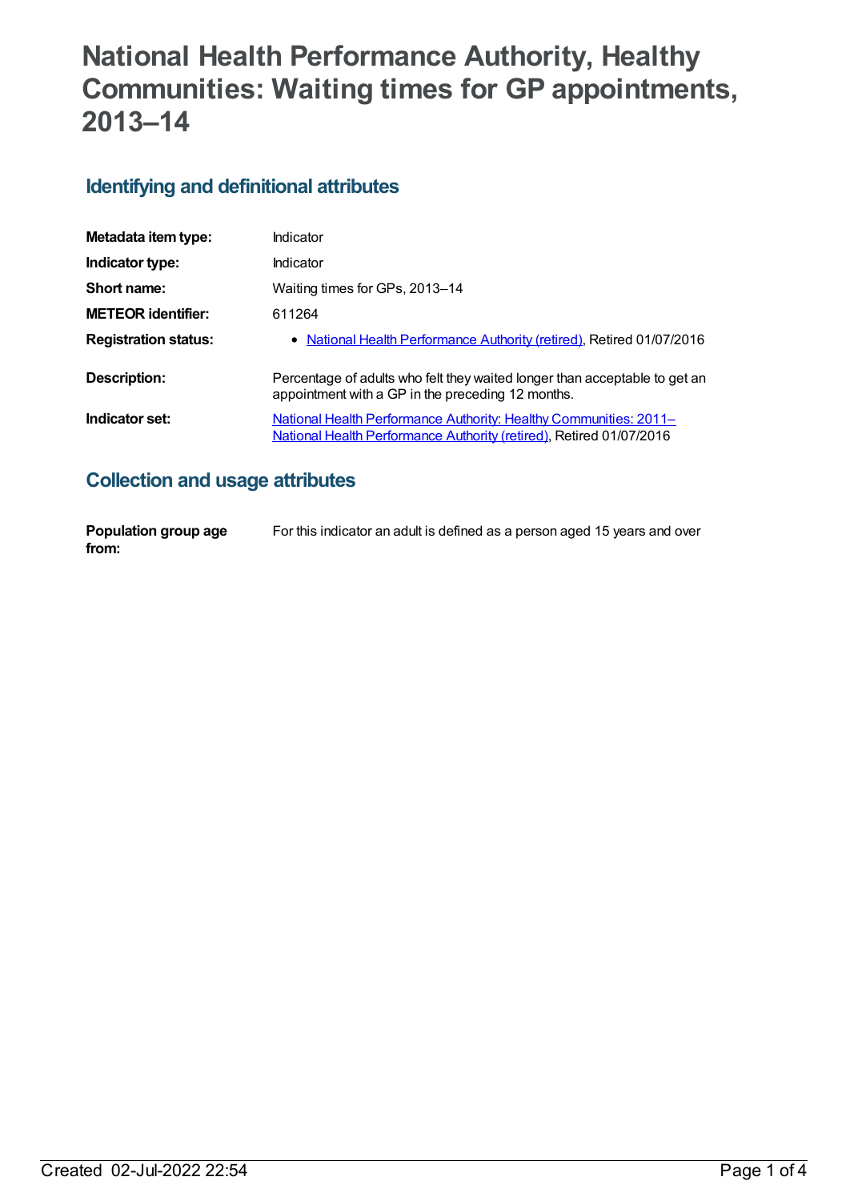# National Health Performance Authority, Healthy Communities: Waiting times for GP appointments, 2013–14

## Identifying and definitional attributes

| | |
|---|---|
| **Metadata item type:** | Indicator |
| **Indicator type:** | Indicator |
| **Short name:** | Waiting times for GPs, 2013–14 |
| **METEOR identifier:** | 611264 |
| **Registration status:** | • National Health Performance Authority (retired), Retired 01/07/2016 |
| **Description:** | Percentage of adults who felt they waited longer than acceptable to get an appointment with a GP in the preceding 12 months. |
| **Indicator set:** | National Health Performance Authority: Healthy Communities: 2011– National Health Performance Authority (retired), Retired 01/07/2016 |

## Collection and usage attributes

| | |
|---|---|
| **Population group age from:** | For this indicator an adult is defined as a person aged 15 years and over |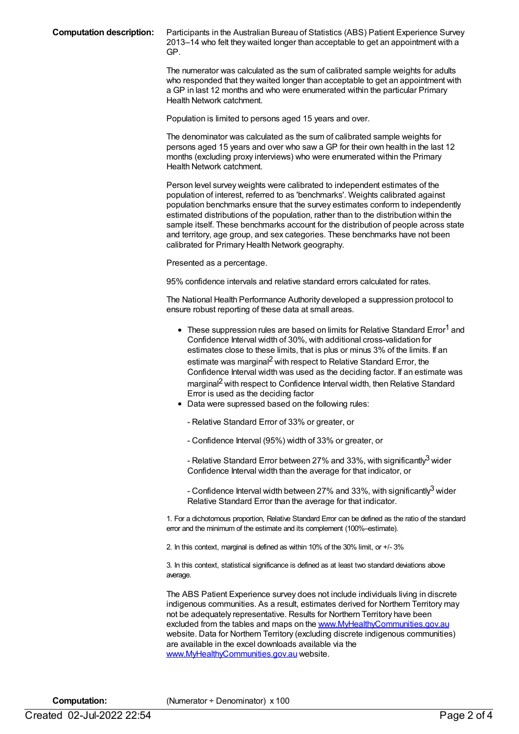**Computation description:** Participants in the Australian Bureau of Statistics (ABS) Patient Experience Survey 2013–14 who felt they waited longer than acceptable to get an appointment with a GP.

The numerator was calculated as the sum of calibrated sample weights for adults who responded that they waited longer than acceptable to get an appointment with a GP in last 12 months and who were enumerated within the particular Primary Health Network catchment.

Population is limited to persons aged 15 years and over.

The denominator was calculated as the sum of calibrated sample weights for persons aged 15 years and over who saw a GP for their own health in the last 12 months (excluding proxy interviews) who were enumerated within the Primary Health Network catchment.

Person level survey weights were calibrated to independent estimates of the population of interest, referred to as 'benchmarks'. Weights calibrated against population benchmarks ensure that the survey estimates conform to independently estimated distributions of the population, rather than to the distribution within the sample itself. These benchmarks account for the distribution of people across state and territory, age group, and sex categories. These benchmarks have not been calibrated for Primary Health Network geography.

Presented as a percentage.

95% confidence intervals and relative standard errors calculated for rates.

The National Health Performance Authority developed a suppression protocol to ensure robust reporting of these data at small areas.

- These suppression rules are based on limits for Relative Standard Error[1] and Confidence Interval width of 30%, with additional cross-validation for estimates close to these limits, that is plus or minus 3% of the limits. If an estimate was marginal[2] with respect to Relative Standard Error, the Confidence Interval width was used as the deciding factor. If an estimate was marginal[2] with respect to Confidence Interval width, then Relative Standard Error is used as the deciding factor
- Data were supressed based on the following rules:

  - Relative Standard Error of 33% or greater, or

  - Confidence Interval (95%) width of 33% or greater, or

  - Relative Standard Error between 27% and 33%, with significantly[3] wider Confidence Interval width than the average for that indicator, or

  - Confidence Interval width between 27% and 33%, with significantly[3] wider Relative Standard Error than the average for that indicator.

1. For a dichotomous proportion, Relative Standard Error can be defined as the ratio of the standard error and the minimum of the estimate and its complement (100%–estimate).

2. In this context, marginal is defined as within 10% of the 30% limit, or +/- 3%

3. In this context, statistical significance is defined as at least two standard deviations above average.

The ABS Patient Experience survey does not include individuals living in discrete indigenous communities. As a result, estimates derived for Northern Territory may not be adequately representative. Results for Northern Territory have been excluded from the tables and maps on the www.MyHealthyCommunities.gov.au website. Data for Northern Territory (excluding discrete indigenous communities) are available in the excel downloads available via the www.MyHealthyCommunities.gov.au website.

**Computation:** (Numerator ÷ Denominator) x 100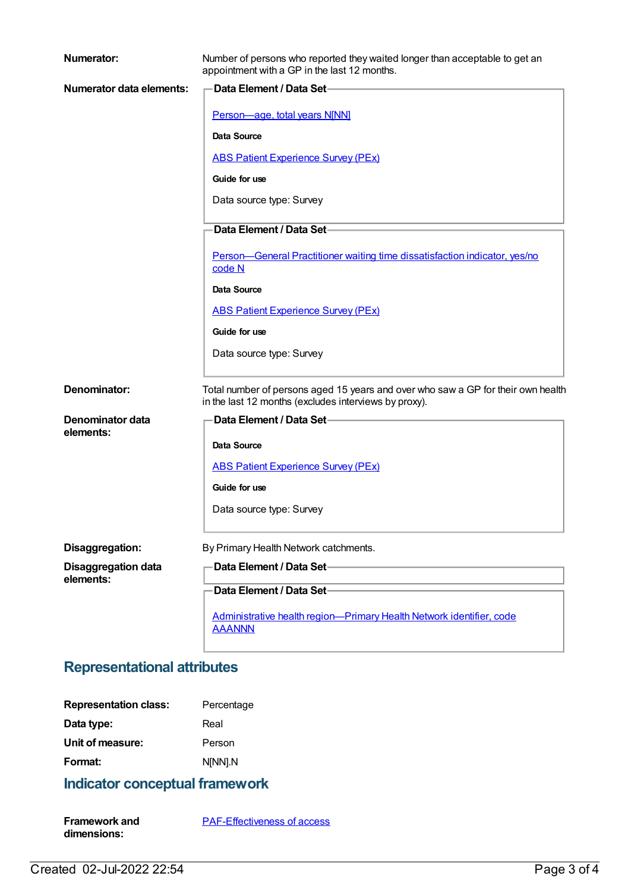**Numerator:** Number of persons who reported they waited longer than acceptable to get an appointment with a GP in the last 12 months.

**Numerator data elements:**

**Data Element / Data Set**

Person—age, total years N[NN]

**Data Source**

ABS Patient Experience Survey (PEx)

**Guide for use**

Data source type: Survey

**Data Element / Data Set**

Person—General Practitioner waiting time dissatisfaction indicator, yes/no code N

**Data Source**

ABS Patient Experience Survey (PEx)

**Guide for use**

Data source type: Survey

**Denominator:** Total number of persons aged 15 years and over who saw a GP for their own health in the last 12 months (excludes interviews by proxy).

**Denominator data elements:**

**Data Element / Data Set**

**Data Source**

ABS Patient Experience Survey (PEx)

**Guide for use**

Data source type: Survey

**Disaggregation:** By Primary Health Network catchments.

**Disaggregation data elements:**

**Data Element / Data Set**

**Data Element / Data Set**

Administrative health region—Primary Health Network identifier, code AAANNN

## Representational attributes

**Representation class:** Percentage

**Data type:** Real

**Unit of measure:** Person

**Format:** N[NN].N

## Indicator conceptual framework

**Framework and dimensions:** PAF-Effectiveness of access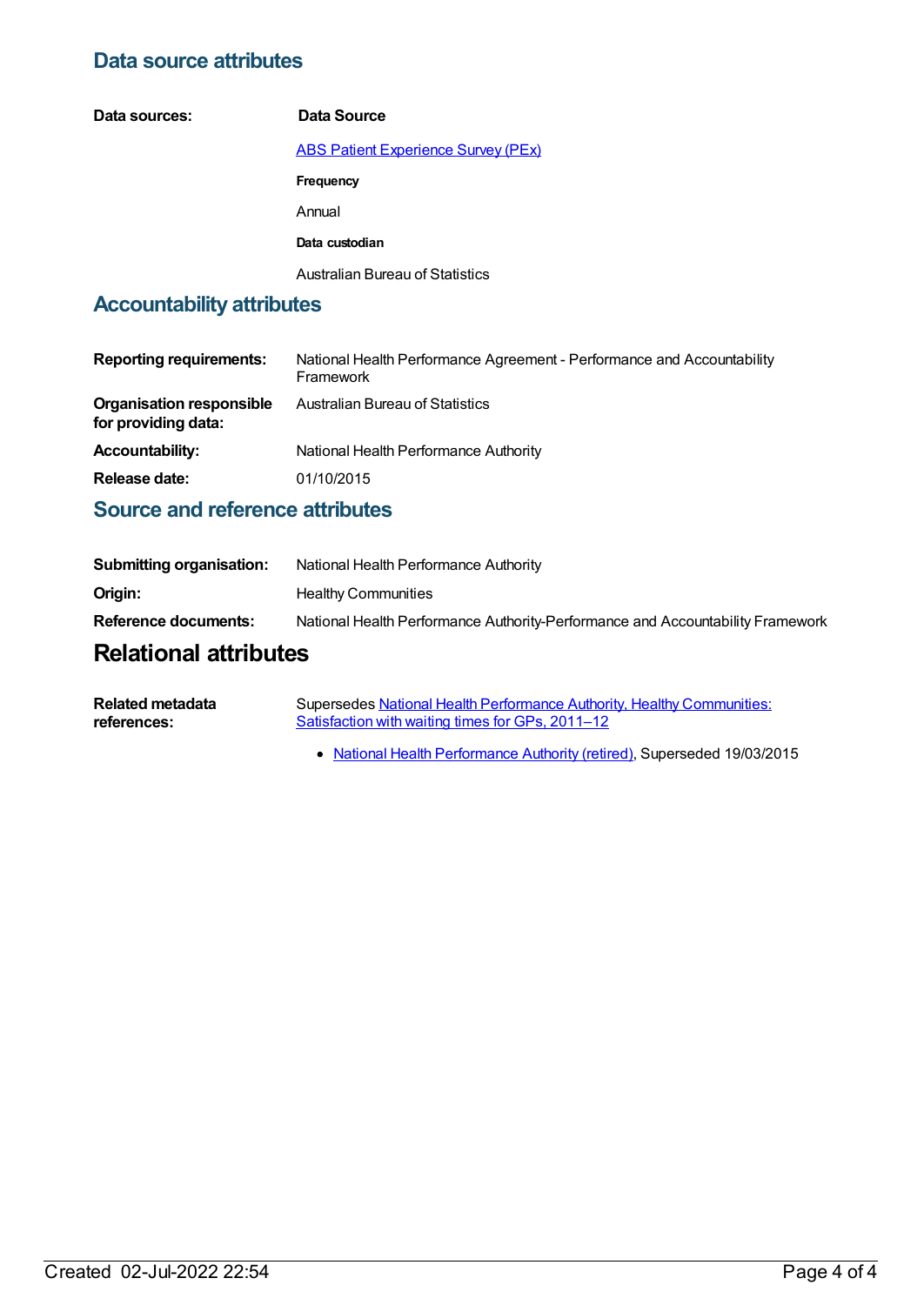## Data source attributes

**Data sources:**

**Data Source**

ABS Patient Experience Survey (PEx)

**Frequency**

Annual

**Data custodian**

Australian Bureau of Statistics

## Accountability attributes

**Reporting requirements:** National Health Performance Agreement - Performance and Accountability Framework

**Organisation responsible for providing data:** Australian Bureau of Statistics

**Accountability:** National Health Performance Authority

**Release date:** 01/10/2015

## Source and reference attributes

**Submitting organisation:** National Health Performance Authority

**Origin:** Healthy Communities

**Reference documents:** National Health Performance Authority-Performance and Accountability Framework

# Relational attributes

**Related metadata references:**

Supersedes National Health Performance Authority, Healthy Communities: Satisfaction with waiting times for GPs, 2011–12

- National Health Performance Authority (retired), Superseded 19/03/2015